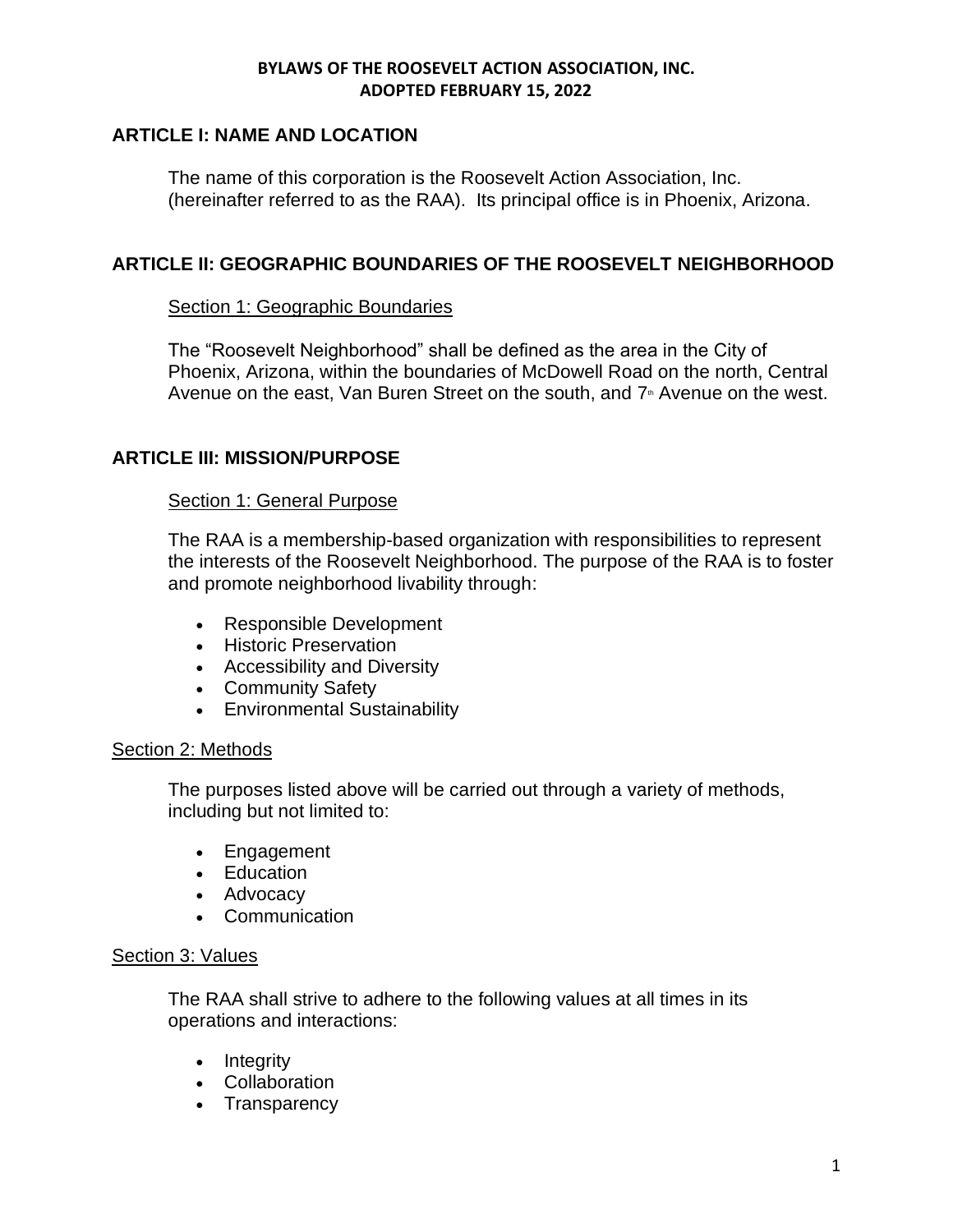**BYLAWS OF THE ROOSEVELT ACTION ASSOCIATION, INC.**
**ADOPTED FEBRUARY 15, 2022**

## ARTICLE I: NAME AND LOCATION

The name of this corporation is the Roosevelt Action Association, Inc. (hereinafter referred to as the RAA). Its principal office is in Phoenix, Arizona.

## ARTICLE II: GEOGRAPHIC BOUNDARIES OF THE ROOSEVELT NEIGHBORHOOD

### Section 1: Geographic Boundaries

The "Roosevelt Neighborhood" shall be defined as the area in the City of Phoenix, Arizona, within the boundaries of McDowell Road on the north, Central Avenue on the east, Van Buren Street on the south, and 7th Avenue on the west.

## ARTICLE III: MISSION/PURPOSE

### Section 1: General Purpose

The RAA is a membership-based organization with responsibilities to represent the interests of the Roosevelt Neighborhood. The purpose of the RAA is to foster and promote neighborhood livability through:

- Responsible Development
- Historic Preservation
- Accessibility and Diversity
- Community Safety
- Environmental Sustainability

### Section 2: Methods

The purposes listed above will be carried out through a variety of methods, including but not limited to:

- Engagement
- Education
- Advocacy
- Communication

### Section 3: Values

The RAA shall strive to adhere to the following values at all times in its operations and interactions:

- Integrity
- Collaboration
- Transparency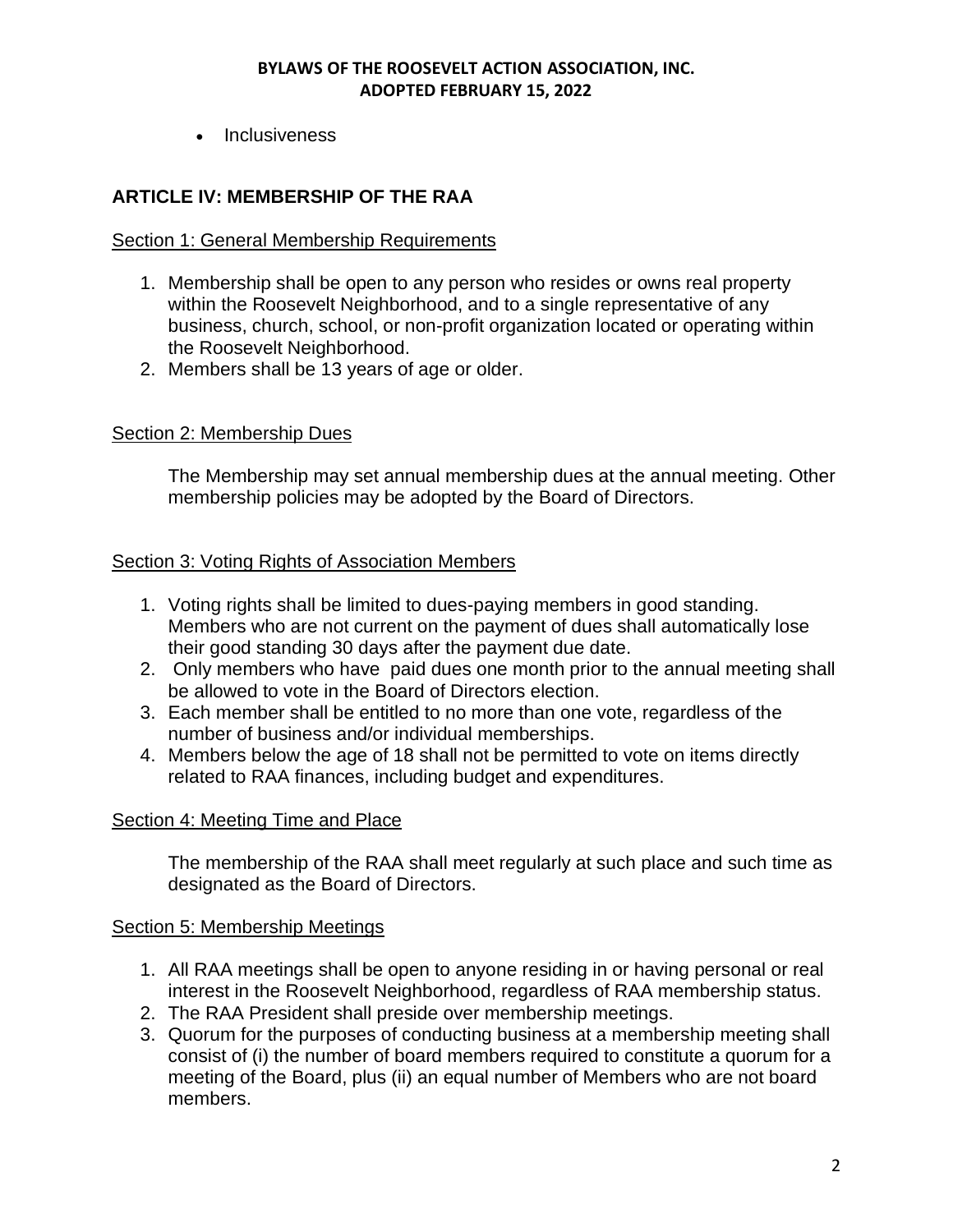- Inclusiveness

## ARTICLE IV: MEMBERSHIP OF THE RAA

Section 1: General Membership Requirements

1. Membership shall be open to any person who resides or owns real property within the Roosevelt Neighborhood, and to a single representative of any business, church, school, or non-profit organization located or operating within the Roosevelt Neighborhood.
2. Members shall be 13 years of age or older.

Section 2: Membership Dues

The Membership may set annual membership dues at the annual meeting. Other membership policies may be adopted by the Board of Directors.

Section 3: Voting Rights of Association Members

1. Voting rights shall be limited to dues-paying members in good standing. Members who are not current on the payment of dues shall automatically lose their good standing 30 days after the payment due date.
2. Only members who have paid dues one month prior to the annual meeting shall be allowed to vote in the Board of Directors election.
3. Each member shall be entitled to no more than one vote, regardless of the number of business and/or individual memberships.
4. Members below the age of 18 shall not be permitted to vote on items directly related to RAA finances, including budget and expenditures.

Section 4: Meeting Time and Place

The membership of the RAA shall meet regularly at such place and such time as designated as the Board of Directors.

Section 5: Membership Meetings

1. All RAA meetings shall be open to anyone residing in or having personal or real interest in the Roosevelt Neighborhood, regardless of RAA membership status.
2. The RAA President shall preside over membership meetings.
3. Quorum for the purposes of conducting business at a membership meeting shall consist of (i) the number of board members required to constitute a quorum for a meeting of the Board, plus (ii) an equal number of Members who are not board members.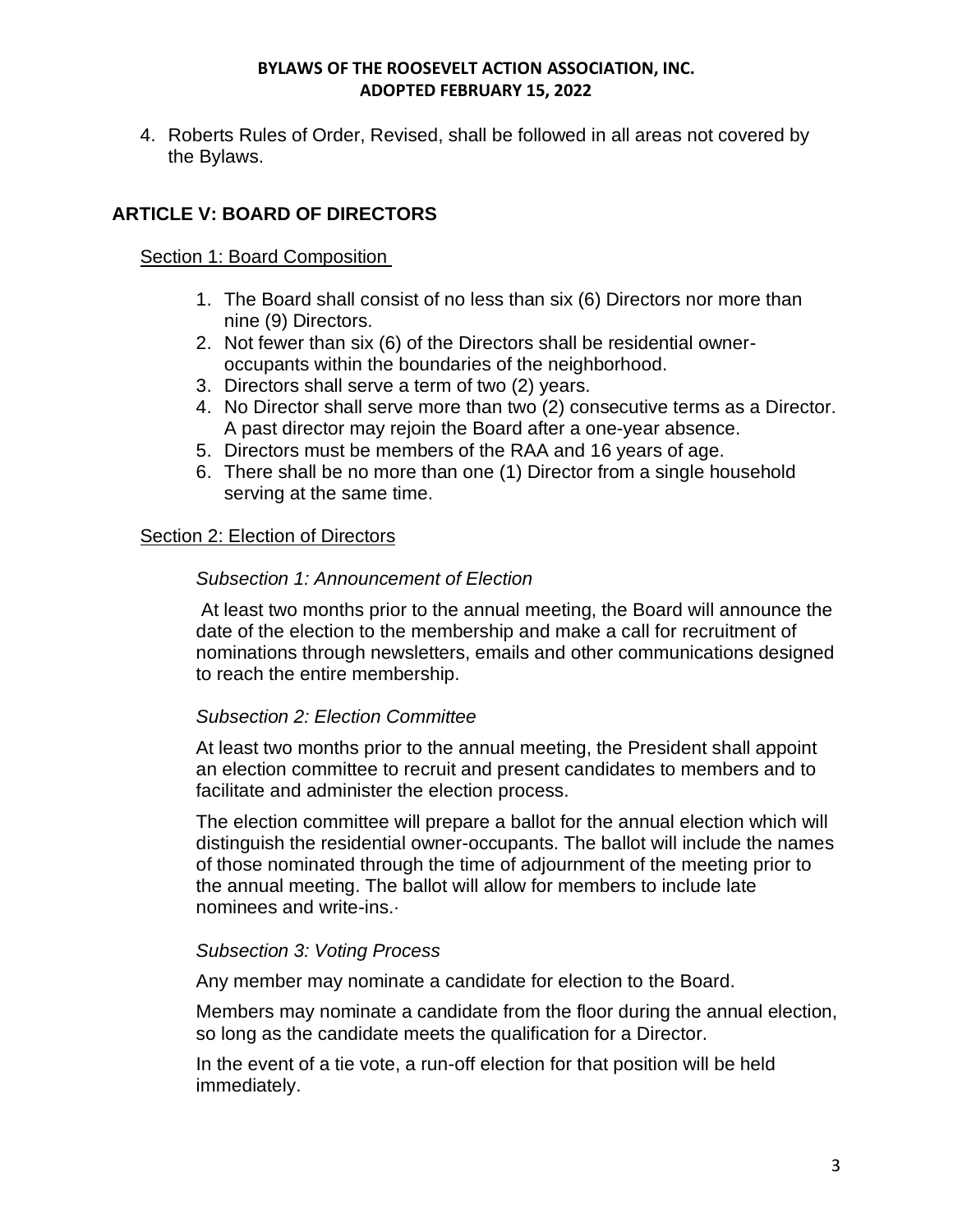4. Roberts Rules of Order, Revised, shall be followed in all areas not covered by the Bylaws.

## ARTICLE V: BOARD OF DIRECTORS

Section 1: Board Composition

1. The Board shall consist of no less than six (6) Directors nor more than nine (9) Directors.
2. Not fewer than six (6) of the Directors shall be residential owner-occupants within the boundaries of the neighborhood.
3. Directors shall serve a term of two (2) years.
4. No Director shall serve more than two (2) consecutive terms as a Director. A past director may rejoin the Board after a one-year absence.
5. Directors must be members of the RAA and 16 years of age.
6. There shall be no more than one (1) Director from a single household serving at the same time.

Section 2: Election of Directors

*Subsection 1: Announcement of Election*

At least two months prior to the annual meeting, the Board will announce the date of the election to the membership and make a call for recruitment of nominations through newsletters, emails and other communications designed to reach the entire membership.

*Subsection 2: Election Committee*

At least two months prior to the annual meeting, the President shall appoint an election committee to recruit and present candidates to members and to facilitate and administer the election process.

The election committee will prepare a ballot for the annual election which will distinguish the residential owner-occupants. The ballot will include the names of those nominated through the time of adjournment of the meeting prior to the annual meeting. The ballot will allow for members to include late nominees and write-ins.·

*Subsection 3: Voting Process*

Any member may nominate a candidate for election to the Board.

Members may nominate a candidate from the floor during the annual election, so long as the candidate meets the qualification for a Director.

In the event of a tie vote, a run-off election for that position will be held immediately.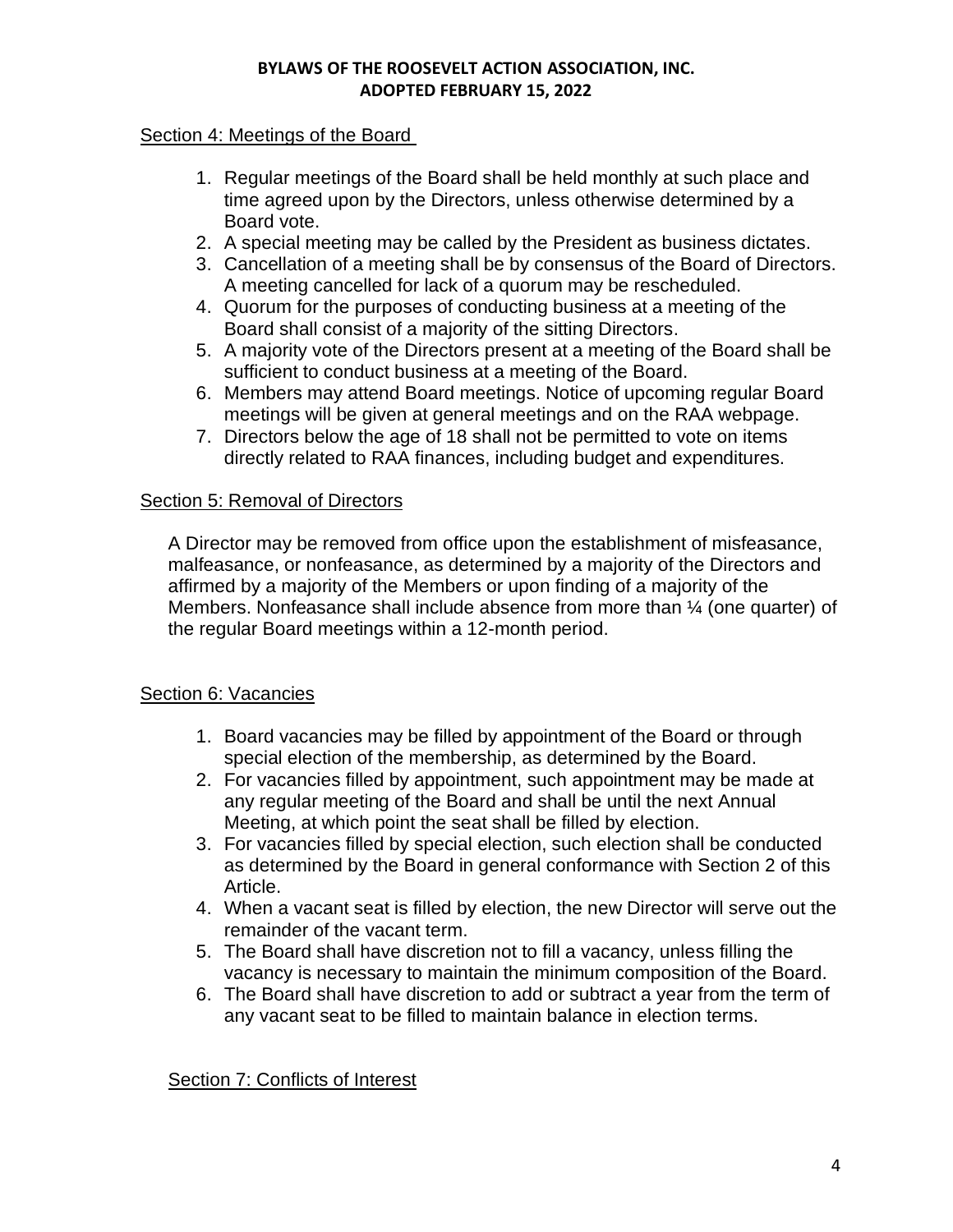Section 4: Meetings of the Board

1. Regular meetings of the Board shall be held monthly at such place and time agreed upon by the Directors, unless otherwise determined by a Board vote.
2. A special meeting may be called by the President as business dictates.
3. Cancellation of a meeting shall be by consensus of the Board of Directors. A meeting cancelled for lack of a quorum may be rescheduled.
4. Quorum for the purposes of conducting business at a meeting of the Board shall consist of a majority of the sitting Directors.
5. A majority vote of the Directors present at a meeting of the Board shall be sufficient to conduct business at a meeting of the Board.
6. Members may attend Board meetings. Notice of upcoming regular Board meetings will be given at general meetings and on the RAA webpage.
7. Directors below the age of 18 shall not be permitted to vote on items directly related to RAA finances, including budget and expenditures.

Section 5: Removal of Directors

A Director may be removed from office upon the establishment of misfeasance, malfeasance, or nonfeasance, as determined by a majority of the Directors and affirmed by a majority of the Members or upon finding of a majority of the Members. Nonfeasance shall include absence from more than ¼ (one quarter) of the regular Board meetings within a 12-month period.

Section 6: Vacancies

1. Board vacancies may be filled by appointment of the Board or through special election of the membership, as determined by the Board.
2. For vacancies filled by appointment, such appointment may be made at any regular meeting of the Board and shall be until the next Annual Meeting, at which point the seat shall be filled by election.
3. For vacancies filled by special election, such election shall be conducted as determined by the Board in general conformance with Section 2 of this Article.
4. When a vacant seat is filled by election, the new Director will serve out the remainder of the vacant term.
5. The Board shall have discretion not to fill a vacancy, unless filling the vacancy is necessary to maintain the minimum composition of the Board.
6. The Board shall have discretion to add or subtract a year from the term of any vacant seat to be filled to maintain balance in election terms.

Section 7: Conflicts of Interest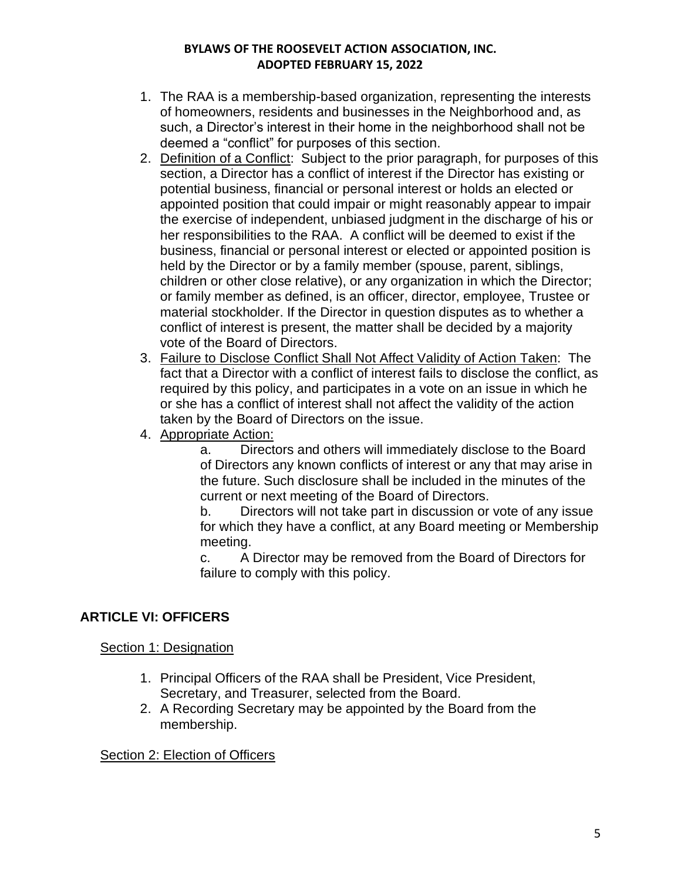1. The RAA is a membership-based organization, representing the interests of homeowners, residents and businesses in the Neighborhood and, as such, a Director's interest in their home in the neighborhood shall not be deemed a "conflict" for purposes of this section.
2. <u>Definition of a Conflict</u>: Subject to the prior paragraph, for purposes of this section, a Director has a conflict of interest if the Director has existing or potential business, financial or personal interest or holds an elected or appointed position that could impair or might reasonably appear to impair the exercise of independent, unbiased judgment in the discharge of his or her responsibilities to the RAA. A conflict will be deemed to exist if the business, financial or personal interest or elected or appointed position is held by the Director or by a family member (spouse, parent, siblings, children or other close relative), or any organization in which the Director; or family member as defined, is an officer, director, employee, Trustee or material stockholder. If the Director in question disputes as to whether a conflict of interest is present, the matter shall be decided by a majority vote of the Board of Directors.
3. <u>Failure to Disclose Conflict Shall Not Affect Validity of Action Taken</u>: The fact that a Director with a conflict of interest fails to disclose the conflict, as required by this policy, and participates in a vote on an issue in which he or she has a conflict of interest shall not affect the validity of the action taken by the Board of Directors on the issue.
4. <u>Appropriate Action:</u>

   a. Directors and others will immediately disclose to the Board of Directors any known conflicts of interest or any that may arise in the future. Such disclosure shall be included in the minutes of the current or next meeting of the Board of Directors.

   b. Directors will not take part in discussion or vote of any issue for which they have a conflict, at any Board meeting or Membership meeting.

   c. A Director may be removed from the Board of Directors for failure to comply with this policy.

## ARTICLE VI: OFFICERS

<u>Section 1: Designation</u>

1. Principal Officers of the RAA shall be President, Vice President, Secretary, and Treasurer, selected from the Board.
2. A Recording Secretary may be appointed by the Board from the membership.

<u>Section 2: Election of Officers</u>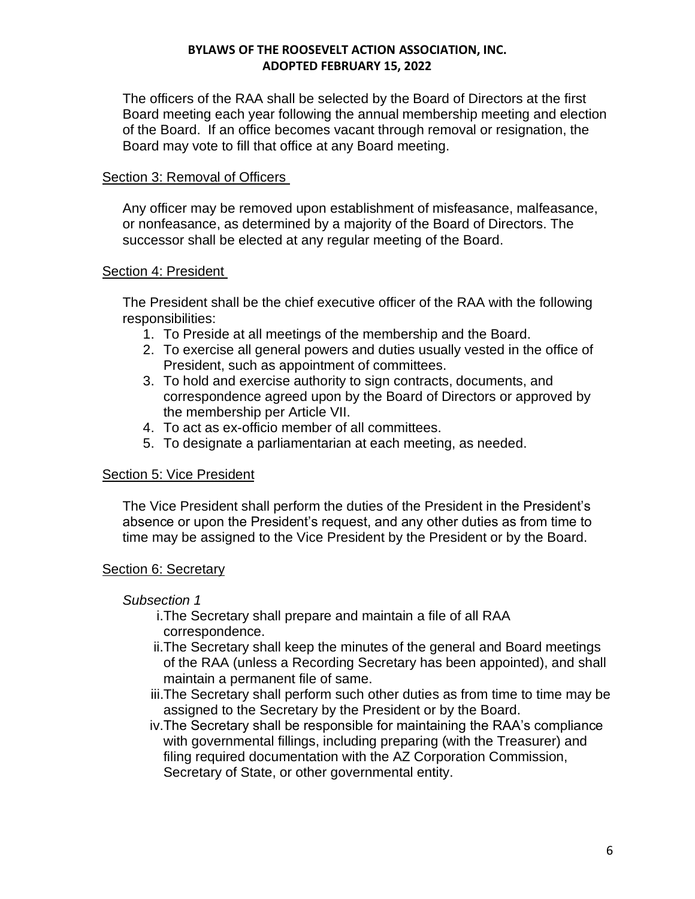The officers of the RAA shall be selected by the Board of Directors at the first Board meeting each year following the annual membership meeting and election of the Board. If an office becomes vacant through removal or resignation, the Board may vote to fill that office at any Board meeting.

Section 3: Removal of Officers

Any officer may be removed upon establishment of misfeasance, malfeasance, or nonfeasance, as determined by a majority of the Board of Directors. The successor shall be elected at any regular meeting of the Board.

Section 4: President

The President shall be the chief executive officer of the RAA with the following responsibilities:

1. To Preside at all meetings of the membership and the Board.
2. To exercise all general powers and duties usually vested in the office of President, such as appointment of committees.
3. To hold and exercise authority to sign contracts, documents, and correspondence agreed upon by the Board of Directors or approved by the membership per Article VII.
4. To act as ex-officio member of all committees.
5. To designate a parliamentarian at each meeting, as needed.

Section 5: Vice President

The Vice President shall perform the duties of the President in the President's absence or upon the President's request, and any other duties as from time to time may be assigned to the Vice President by the President or by the Board.

Section 6: Secretary

*Subsection 1*

i. The Secretary shall prepare and maintain a file of all RAA correspondence.

ii. The Secretary shall keep the minutes of the general and Board meetings of the RAA (unless a Recording Secretary has been appointed), and shall maintain a permanent file of same.

iii. The Secretary shall perform such other duties as from time to time may be assigned to the Secretary by the President or by the Board.

iv. The Secretary shall be responsible for maintaining the RAA's compliance with governmental fillings, including preparing (with the Treasurer) and filing required documentation with the AZ Corporation Commission, Secretary of State, or other governmental entity.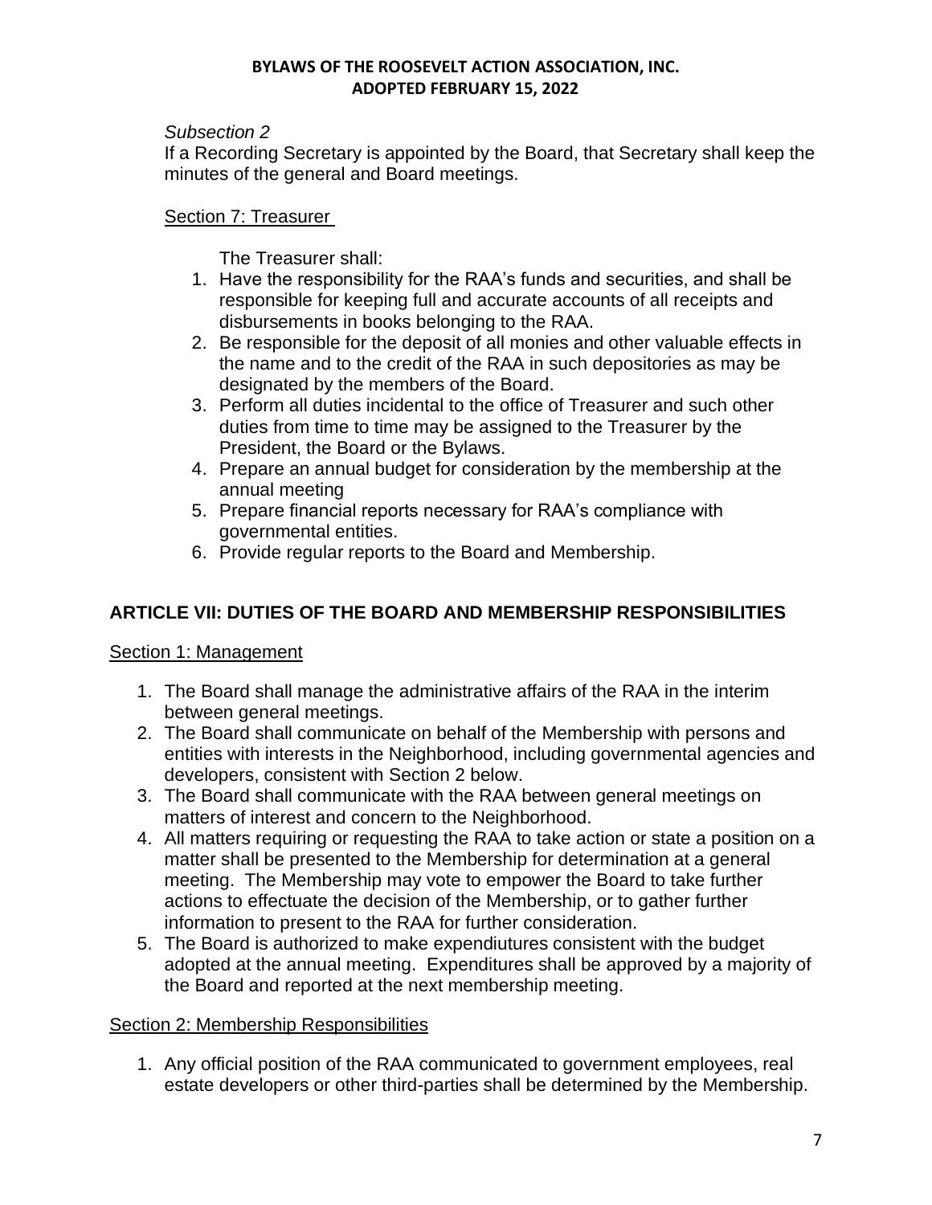*Subsection 2*

If a Recording Secretary is appointed by the Board, that Secretary shall keep the minutes of the general and Board meetings.

Section 7: Treasurer

The Treasurer shall:

1. Have the responsibility for the RAA's funds and securities, and shall be responsible for keeping full and accurate accounts of all receipts and disbursements in books belonging to the RAA.
2. Be responsible for the deposit of all monies and other valuable effects in the name and to the credit of the RAA in such depositories as may be designated by the members of the Board.
3. Perform all duties incidental to the office of Treasurer and such other duties from time to time may be assigned to the Treasurer by the President, the Board or the Bylaws.
4. Prepare an annual budget for consideration by the membership at the annual meeting
5. Prepare financial reports necessary for RAA's compliance with governmental entities.
6. Provide regular reports to the Board and Membership.

## ARTICLE VII: DUTIES OF THE BOARD AND MEMBERSHIP RESPONSIBILITIES

Section 1: Management

1. The Board shall manage the administrative affairs of the RAA in the interim between general meetings.
2. The Board shall communicate on behalf of the Membership with persons and entities with interests in the Neighborhood, including governmental agencies and developers, consistent with Section 2 below.
3. The Board shall communicate with the RAA between general meetings on matters of interest and concern to the Neighborhood.
4. All matters requiring or requesting the RAA to take action or state a position on a matter shall be presented to the Membership for determination at a general meeting. The Membership may vote to empower the Board to take further actions to effectuate the decision of the Membership, or to gather further information to present to the RAA for further consideration.
5. The Board is authorized to make expendiutures consistent with the budget adopted at the annual meeting. Expenditures shall be approved by a majority of the Board and reported at the next membership meeting.

Section 2: Membership Responsibilities

1. Any official position of the RAA communicated to government employees, real estate developers or other third-parties shall be determined by the Membership.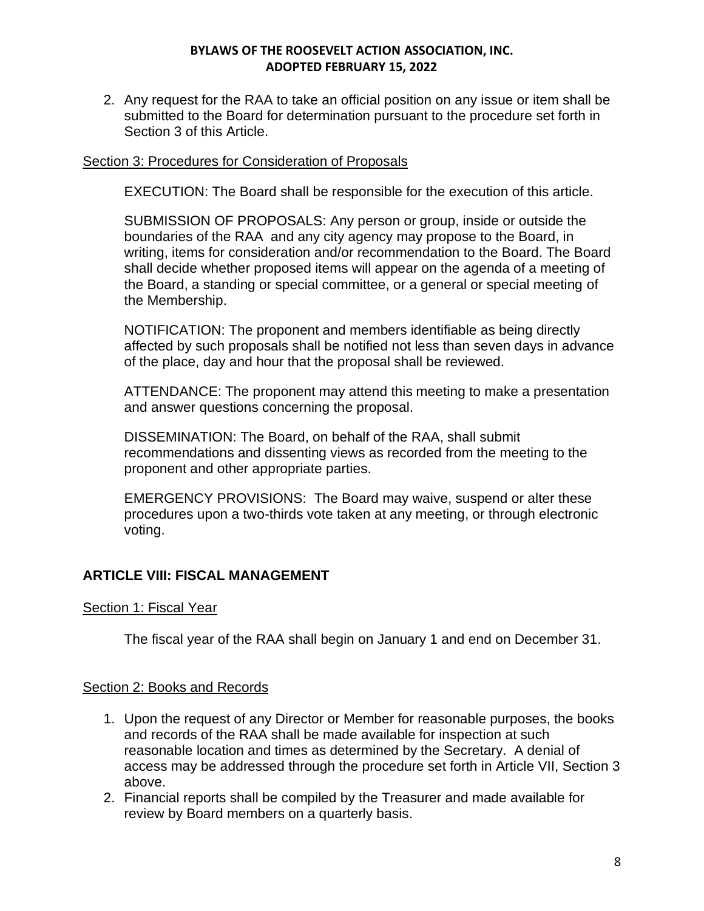2. Any request for the RAA to take an official position on any issue or item shall be submitted to the Board for determination pursuant to the procedure set forth in Section 3 of this Article.

Section 3: Procedures for Consideration of Proposals

EXECUTION: The Board shall be responsible for the execution of this article.

SUBMISSION OF PROPOSALS: Any person or group, inside or outside the boundaries of the RAA and any city agency may propose to the Board, in writing, items for consideration and/or recommendation to the Board. The Board shall decide whether proposed items will appear on the agenda of a meeting of the Board, a standing or special committee, or a general or special meeting of the Membership.

NOTIFICATION: The proponent and members identifiable as being directly affected by such proposals shall be notified not less than seven days in advance of the place, day and hour that the proposal shall be reviewed.

ATTENDANCE: The proponent may attend this meeting to make a presentation and answer questions concerning the proposal.

DISSEMINATION: The Board, on behalf of the RAA, shall submit recommendations and dissenting views as recorded from the meeting to the proponent and other appropriate parties.

EMERGENCY PROVISIONS: The Board may waive, suspend or alter these procedures upon a two-thirds vote taken at any meeting, or through electronic voting.

## ARTICLE VIII: FISCAL MANAGEMENT

Section 1: Fiscal Year

The fiscal year of the RAA shall begin on January 1 and end on December 31.

Section 2: Books and Records

1. Upon the request of any Director or Member for reasonable purposes, the books and records of the RAA shall be made available for inspection at such reasonable location and times as determined by the Secretary. A denial of access may be addressed through the procedure set forth in Article VII, Section 3 above.
2. Financial reports shall be compiled by the Treasurer and made available for review by Board members on a quarterly basis.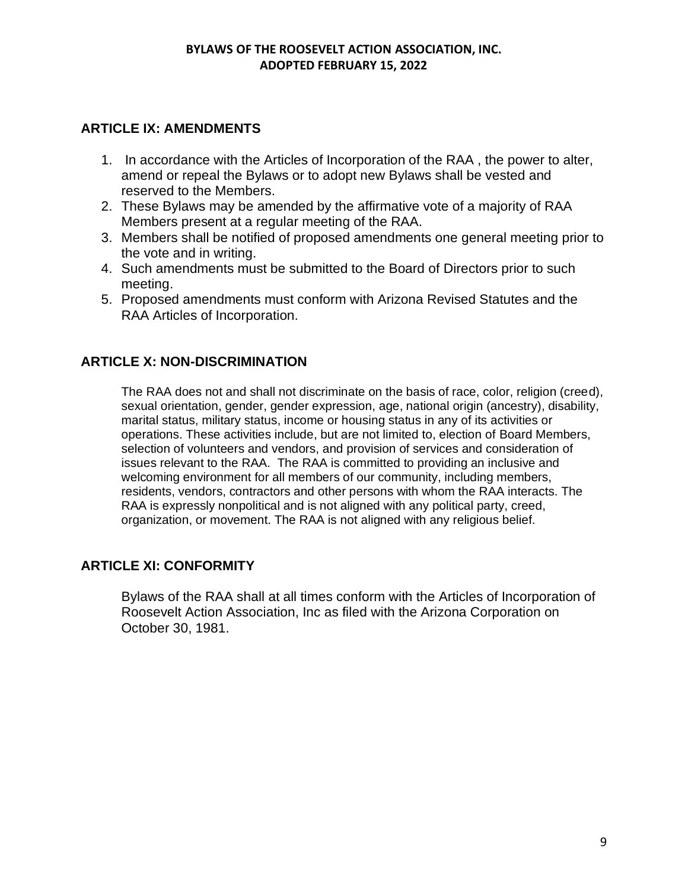## ARTICLE IX: AMENDMENTS

1. In accordance with the Articles of Incorporation of the RAA , the power to alter, amend or repeal the Bylaws or to adopt new Bylaws shall be vested and reserved to the Members.
2. These Bylaws may be amended by the affirmative vote of a majority of RAA Members present at a regular meeting of the RAA.
3. Members shall be notified of proposed amendments one general meeting prior to the vote and in writing.
4. Such amendments must be submitted to the Board of Directors prior to such meeting.
5. Proposed amendments must conform with Arizona Revised Statutes and the RAA Articles of Incorporation.

## ARTICLE X: NON-DISCRIMINATION

The RAA does not and shall not discriminate on the basis of race, color, religion (creed), sexual orientation, gender, gender expression, age, national origin (ancestry), disability, marital status, military status, income or housing status in any of its activities or operations. These activities include, but are not limited to, election of Board Members, selection of volunteers and vendors, and provision of services and consideration of issues relevant to the RAA. The RAA is committed to providing an inclusive and welcoming environment for all members of our community, including members, residents, vendors, contractors and other persons with whom the RAA interacts. The RAA is expressly nonpolitical and is not aligned with any political party, creed, organization, or movement. The RAA is not aligned with any religious belief.

## ARTICLE XI: CONFORMITY

Bylaws of the RAA shall at all times conform with the Articles of Incorporation of Roosevelt Action Association, Inc as filed with the Arizona Corporation on October 30, 1981.